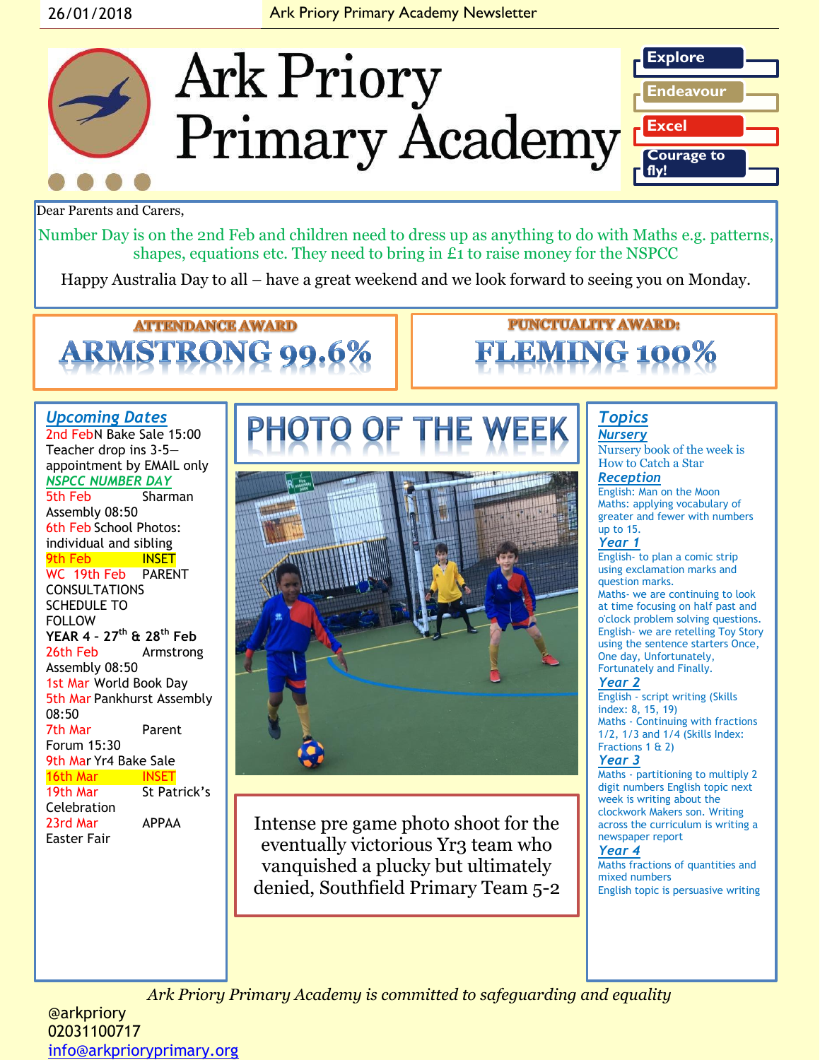# Ark Priory Primary Academy

Explore

Endeavour

Excel

Courage to fly!

Dear Parents and Carers,

Number Day is on the 2nd Feb and children need to dress up as anything to do with Maths e.g. patterns, shapes, equations etc. They need to bring in £1 to raise money for the NSPCC

Happy Australia Day to all – have a great weekend and we look forward to seeing you on Monday.

**ATTENDANCE AWARD**

**ARMSTRONG 99.6%**

**PUNCTUALITY AWARD:**

**FLEMING 100%**

## *Upcoming Dates*

2nd FebN Bake Sale 15:00

Teacher drop ins 3-5—appointment by EMAIL only

*NSPCC NUMBER DAY*

5th Feb Sharman Assembly 08:50

6th Feb School Photos: individual and sibling

9th Feb INSET

WC 19th Feb PARENT CONSULTATIONS SCHEDULE TO FOLLOW

**YEAR 4 - 27th & 28th Feb**

26th Feb Armstrong Assembly 08:50

1st Mar World Book Day

5th Mar Pankhurst Assembly 08:50

7th Mar Parent Forum 15:30

9th Mar Yr4 Bake Sale

16th Mar INSET

19th Mar St Patrick's Celebration

23rd Mar APPAA Easter Fair

## PHOTO OF THE WEEK

Intense pre game photo shoot for the eventually victorious Yr3 team who vanquished a plucky but ultimately denied, Southfield Primary Team 5-2

## *Topics*

### *Nursery*

Nursery book of the week is How to Catch a Star

### *Reception*

English: Man on the Moon

Maths: applying vocabulary of greater and fewer with numbers up to 15.

### *Year 1*

English- to plan a comic strip using exclamation marks and question marks.

Maths- we are continuing to look at time focusing on half past and o'clock problem solving questions.

English- we are retelling Toy Story using the sentence starters Once, One day, Unfortunately, Fortunately and Finally.

### *Year 2*

English - script writing (Skills index: 8, 15, 19)

Maths - Continuing with fractions 1/2, 1/3 and 1/4 (Skills Index: Fractions 1 & 2)

### *Year 3*

Maths - partitioning to multiply 2 digit numbers English topic next week is writing about the clockwork Makers son. Writing across the curriculum is writing a newspaper report

### *Year 4*

Maths fractions of quantities and mixed numbers

English topic is persuasive writing

*Ark Priory Primary Academy is committed to safeguarding and equality*

@arkpriory

02031100717

info@arkprioryprimary.org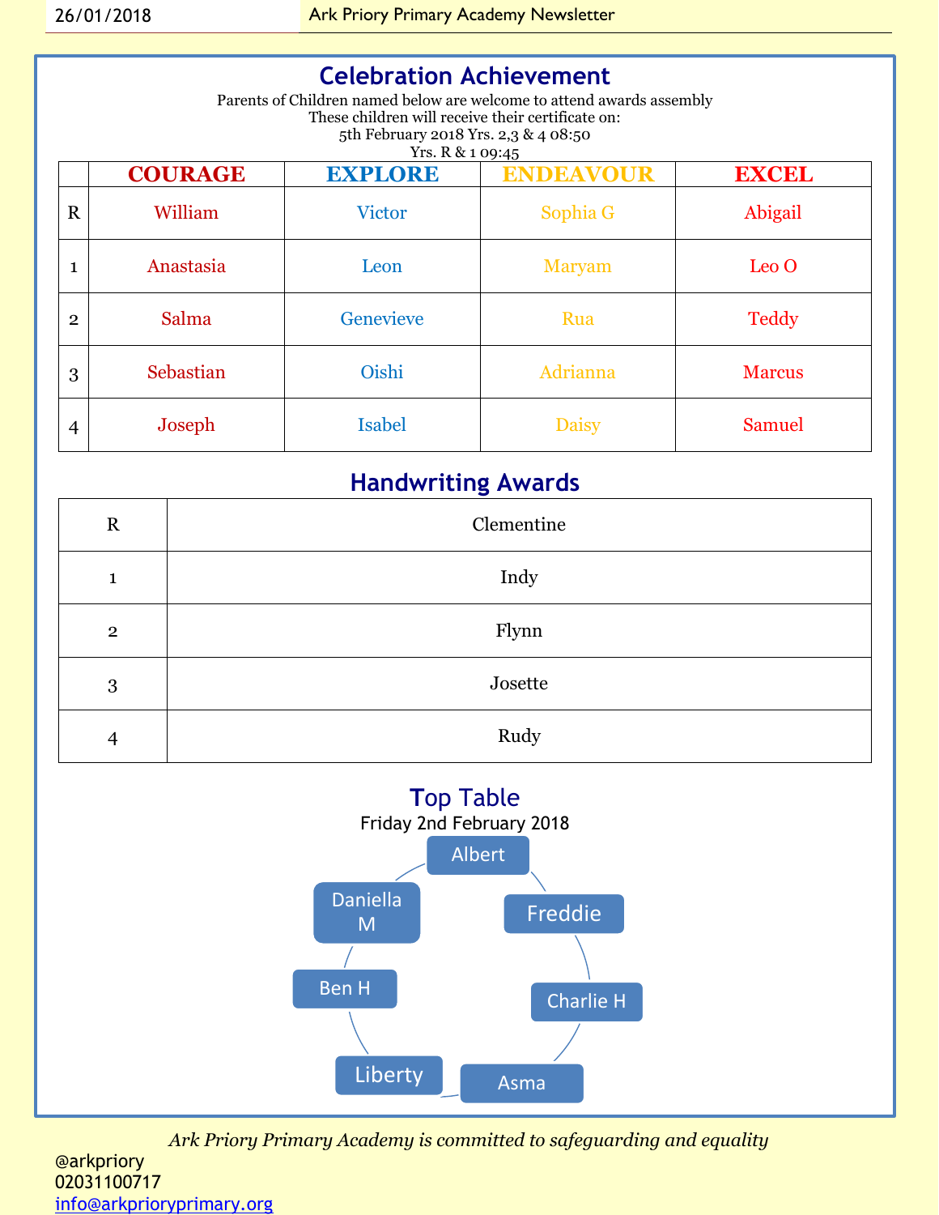## Celebration Achievement

Parents of Children named below are welcome to attend awards assembly
These children will receive their certificate on:
5th February 2018 Yrs. 2,3 & 4 08:50
Yrs. R & 1 09:45

| | COURAGE | EXPLORE | ENDEAVOUR | EXCEL |
|---|---|---|---|---|
| R | William | Victor | Sophia G | Abigail |
| 1 | Anastasia | Leon | Maryam | Leo O |
| 2 | Salma | Genevieve | Rua | Teddy |
| 3 | Sebastian | Oishi | Adrianna | Marcus |
| 4 | Joseph | Isabel | Daisy | Samuel |

## Handwriting Awards

| | |
|---|---|
| R | Clementine |
| 1 | Indy |
| 2 | Flynn |
| 3 | Josette |
| 4 | Rudy |

## Top Table

Friday 2nd February 2018

- Albert
- Freddie
- Charlie H
- Asma
- Liberty
- Ben H
- Daniella M

*Ark Priory Primary Academy is committed to safeguarding and equality*

@arkpriory
02031100717
info@arkprioryprimary.org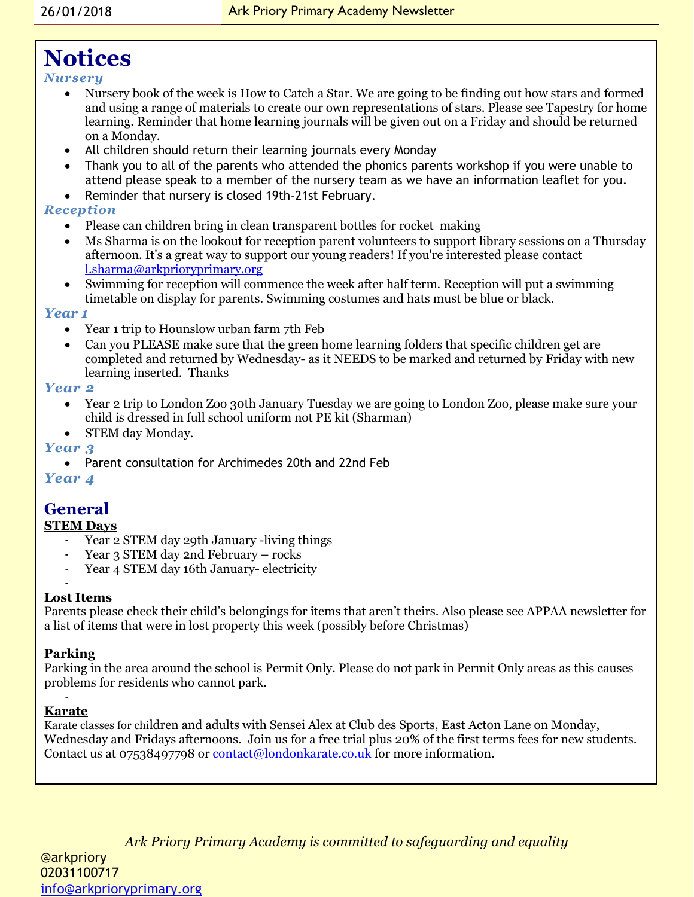# Notices

### *Nursery*

- Nursery book of the week is How to Catch a Star. We are going to be finding out how stars and formed and using a range of materials to create our own representations of stars. Please see Tapestry for home learning. Reminder that home learning journals will be given out on a Friday and should be returned on a Monday.
- All children should return their learning journals every Monday
- Thank you to all of the parents who attended the phonics parents workshop if you were unable to attend please speak to a member of the nursery team as we have an information leaflet for you.
- Reminder that nursery is closed 19th-21st February.

### *Reception*

- Please can children bring in clean transparent bottles for rocket making
- Ms Sharma is on the lookout for reception parent volunteers to support library sessions on a Thursday afternoon. It's a great way to support our young readers! If you're interested please contact l.sharma@arkprioryprimary.org
- Swimming for reception will commence the week after half term. Reception will put a swimming timetable on display for parents. Swimming costumes and hats must be blue or black.

### *Year 1*

- Year 1 trip to Hounslow urban farm 7th Feb
- Can you PLEASE make sure that the green home learning folders that specific children get are completed and returned by Wednesday- as it NEEDS to be marked and returned by Friday with new learning inserted. Thanks

### *Year 2*

- Year 2 trip to London Zoo 30th January Tuesday we are going to London Zoo, please make sure your child is dressed in full school uniform not PE kit (Sharman)
- STEM day Monday.

### *Year 3*

- Parent consultation for Archimedes 20th and 22nd Feb

### *Year 4*

## General

**STEM Days**

- Year 2 STEM day 29th January -living things
- Year 3 STEM day 2nd February – rocks
- Year 4 STEM day 16th January- electricity

**Lost Items**

Parents please check their child's belongings for items that aren't theirs. Also please see APPAA newsletter for a list of items that were in lost property this week (possibly before Christmas)

**Parking**

Parking in the area around the school is Permit Only. Please do not park in Permit Only areas as this causes problems for residents who cannot park.

**Karate**

Karate classes for children and adults with Sensei Alex at Club des Sports, East Acton Lane on Monday, Wednesday and Fridays afternoons. Join us for a free trial plus 20% of the first terms fees for new students. Contact us at 07538497798 or contact@londonkarate.co.uk for more information.

*Ark Priory Primary Academy is committed to safeguarding and equality*

@arkpriory
02031100717
info@arkprioryprimary.org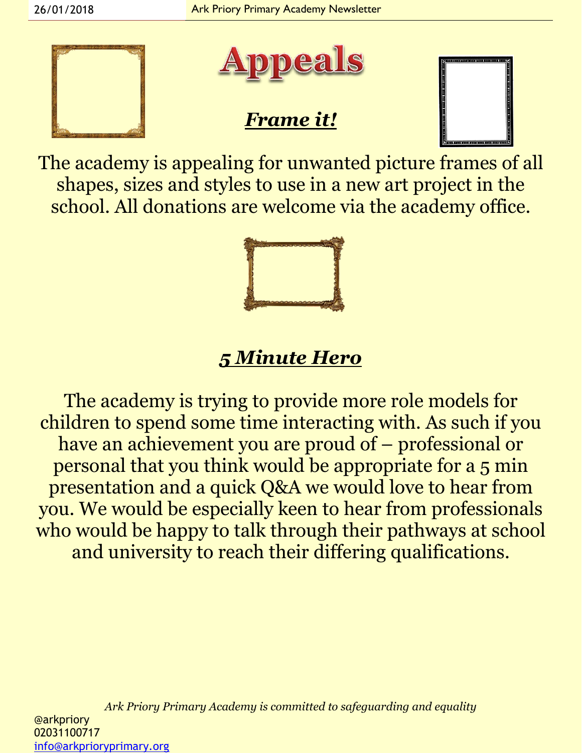# Appeals

## ***Frame it!***

The academy is appealing for unwanted picture frames of all shapes, sizes and styles to use in a new art project in the school. All donations are welcome via the academy office.

## ***5 Minute Hero***

The academy is trying to provide more role models for children to spend some time interacting with. As such if you have an achievement you are proud of – professional or personal that you think would be appropriate for a 5 min presentation and a quick Q&A we would love to hear from you. We would be especially keen to hear from professionals who would be happy to talk through their pathways at school and university to reach their differing qualifications.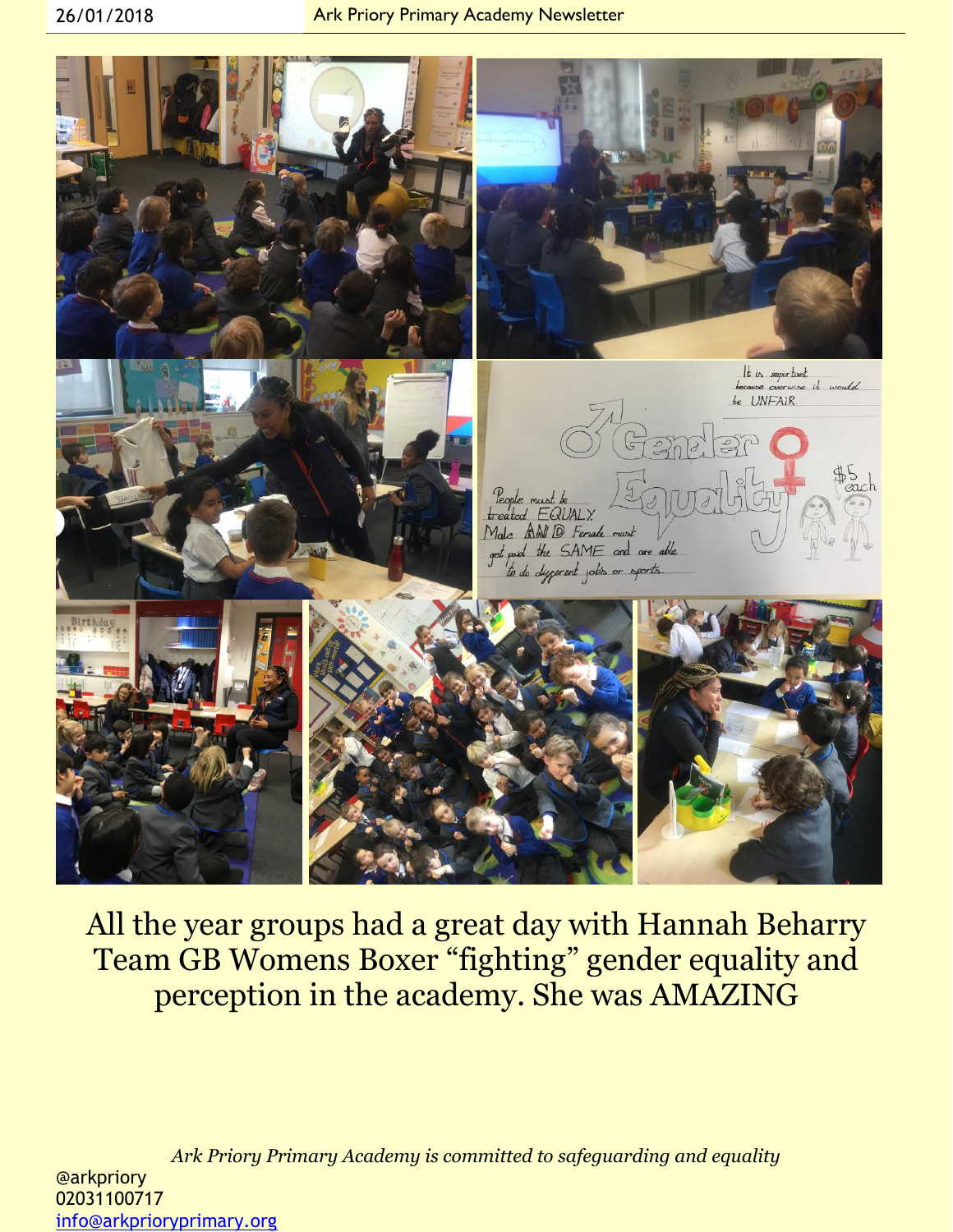All the year groups had a great day with Hannah Beharry Team GB Womens Boxer "fighting" gender equality and perception in the academy. She was AMAZING

*Ark Priory Primary Academy is committed to safeguarding and equality*

@arkpriory
02031100717
info@arkprioryprimary.org